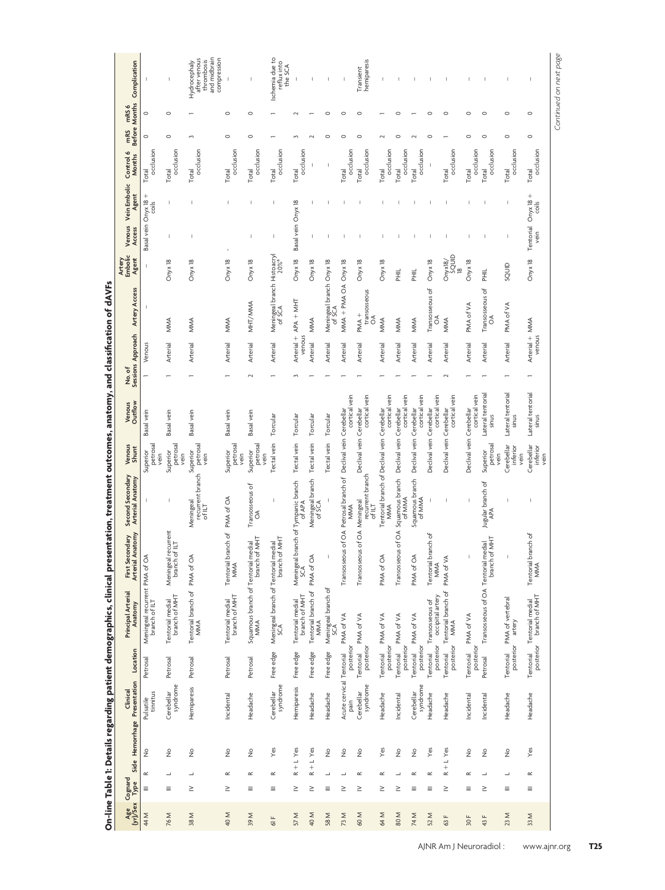## On-line Table 1: Details regarding patient demographics, clinical presentation, treatment outcomes, anatomy, and classification of dAVFs

| Age (yr)/Sex | Cognard Type | Side | Hemorrhage | Clinical Presentation | Location | Principal Arterial Anatomy | First Secondary Arterial Anatomy | Second Secondary Arterial Anatomy | Venous Shunt | Venous Outflow | No. of Sessions | Approach | Artery Access | Artery Embolic Agent | Venous Access | Vein Embolic Agent | Control 6 Months | mRS Before | mRS 6 Months | Complication |
|---|---|---|---|---|---|---|---|---|---|---|---|---|---|---|---|---|---|---|---|---|
| 44 M | III | R | No | Pulsatile tinnitus | Petrosal | Meningeal recurrent branch of ILT | PMA of OA | – | Superior petrosal vein | Basal vein | 1 | Venous | – | – | Basal vein | Onyx 18 + coils | Total occlusion | 0 | 0 | – |
| 76 M | III | L | No | Cerebellar syndrome | Petrosal | Tentorial medial branch of MHT | Meningeal recurrent branch of ILT | – | Superior petrosal vein | Basal vein | 1 | Arterial | MMA | Onyx 18 | – | – | Total occlusion | 0 | 0 | – |
| 38 M | IV | L | No | Hemiparesis | Petrosal | Tentorial branch of MMA | PMA of OA | Meningeal recurrent branch of ILT | Superior petrosal vein | Basal vein | 1 | Arterial | MMA | Onyx 18 | – | – | Total occlusion | 3 | 1 | Hydrocephaly after venous thrombosis and midbrain compression |
| 40 M | IV | R | No | Incidental | Petrosal | Tentorial medial branch of MHT | Tentorial branch of MMA | PMA of OA | Superior petrosal vein | Basal vein | 1 | Arterial | MMA | Onyx 18 | - | – | Total occlusion | 0 | 0 | – |
| 39 M | III | R | No | Headache | Petrosal | Squamous branch of MMA | Tentorial medial branch of MHT | Transosseous of OA | Superior petrosal vein | Basal vein | 2 | Arterial | MHT/MMA | Onyx 18 | – | – | Total occlusion | 0 | 0 | – |
| 61 F | III | R | Yes | Cerebellar syndrome | Free edge | Meningeal branch of SCA | Tentorial medial branch of MHT | – | Tectal vein | Torcular | 1 | Arterial | Meningeal branch of SCA | Histoacryl 20%[a] | – | – | Total occlusion | 1 | 1 | Ischemia due to reflux into the SCA |
| 57 M | IV | R + L | Yes | Hemiparesis | Free edge | Tentorial medial branch of MHT | Meningeal branch of SCA | Tympanic branch of APA | Tectal vein | Torcular | 3 | Arterial + venous | APA + MHT | Onyx 18 | Basal vein | Onyx 18 | Total occlusion | 3 | 2 | – |
| 40 M | IV | R + L | Yes | Headache | Free edge | Tentorial branch of MMA | PMA of OA | Meningeal branch of SCA | Tectal vein | Torcular | 1 | Arterial | MMA | Onyx 18 | – | – | – | 2 | 1 | – |
| 58 M | III | L | No | Headache | Free edge | Meningeal branch of SCA | – | – | Tectal vein | Torcular | 1 | Arterial | Meningeal branch of SCA | Onyx 18 | – | – | – | 0 | 0 | – |
| 73 M | IV | L | No | Acute cervical pain | Tentorial posterior | PMA of VA | Transosseous of OA | Petrosal branch of MMA | Declival vein | Cerebellar cortical vein | 1 | Arterial | MMA + PMA OA | Onyx 18 | – | – | Total occlusion | 0 | 0 | – |
| 60 M | IV | R | No | Cerebellar syndrome | Tentorial posterior | PMA of VA | Transosseous of OA | Meningeal recurrent branch of ILT | Declival vein | Cerebellar cortical vein | 1 | Arterial | PMA + transosseous OA | Onyx 18 | – | – | Total occlusion | 0 | 0 | Transient hemiparesis |
| 64 M | IV | R | Yes | Headache | Tentorial posterior | PMA of VA | PMA of OA | Tentorial branch of MMA | Declival vein | Cerebellar cortical vein | 1 | Arterial | MMA | Onyx 18 | – | – | Total occlusion | 2 | 1 | – |
| 80 M | IV | L | No | Incidental | Tentorial posterior | PMA of VA | Transosseous of OA | Squamous branch of MMA | Declival vein | Cerebellar cortical vein | 1 | Arterial | MMA | PHIL | – | – | Total occlusion | 0 | 0 | – |
| 74 M | III | R | No | Cerebellar syndrome | Tentorial posterior | PMA of VA | PMA of OA | Squamous branch of MMA | Declival vein | Cerebellar cortical vein | 1 | Arterial | MMA | PHIL | – | – | Total occlusion | 2 | 1 | – |
| 52 M | III | R | Yes | Headache | Tentorial posterior | Transosseous of occipital artery | Tentorial branch of MMA | – | Declival vein | Cerebellar cortical vein | 1 | Arterial | Transosseous of OA | Onyx 18 | – | – | – | 0 | 0 | – |
| 63 F | IV | R + L | Yes | Headache | Tentorial posterior | Tentorial branch of MMA | PMA of VA | – | Declival vein | Cerebellar cortical vein | 2 | Arterial | MMA | Onyx18/SQUID 18 | – | – | Total occlusion | 1 | 0 | – |
| 30 F | III | R | No | Incidental | Tentorial posterior | PMA of VA | – | – | Declival vein | Cerebellar cortical vein | 1 | Arterial | PMA of VA | Onyx 18 | – | – | Total occlusion | 0 | 0 | – |
| 43 F | IV | L | No | Incidental | Petrosal | Transosseous of OA | Tentorial medial branch of MHT | Jugular branch of APA | Superior petrosal vein | Lateral tentorial sinus | 1 | Arterial | Transosseous of OA | PHIL | – | – | Total occlusion | 0 | 0 | – |
| 23 M | III | L | No | Headache | Tentorial posterior | PMA of vertebral artery | – | – | Cerebellar inferior vein | Lateral tentorial sinus | 1 | Arterial | PMA of VA | SQUID | – | – | Total occlusion | 0 | 0 | – |
| 33 M | III | R | Yes | Headache | Tentorial posterior | Tentorial medial branch of MHT | Tentorial branch of MMA | – | Cerebellar inferior vein | Lateral tentorial sinus | 1 | Arterial + venous | MMA | Onyx 18 | Tentorial vein | Onyx 18 + coils | Total occlusion | 0 | 0 | – |

*Continued on next page*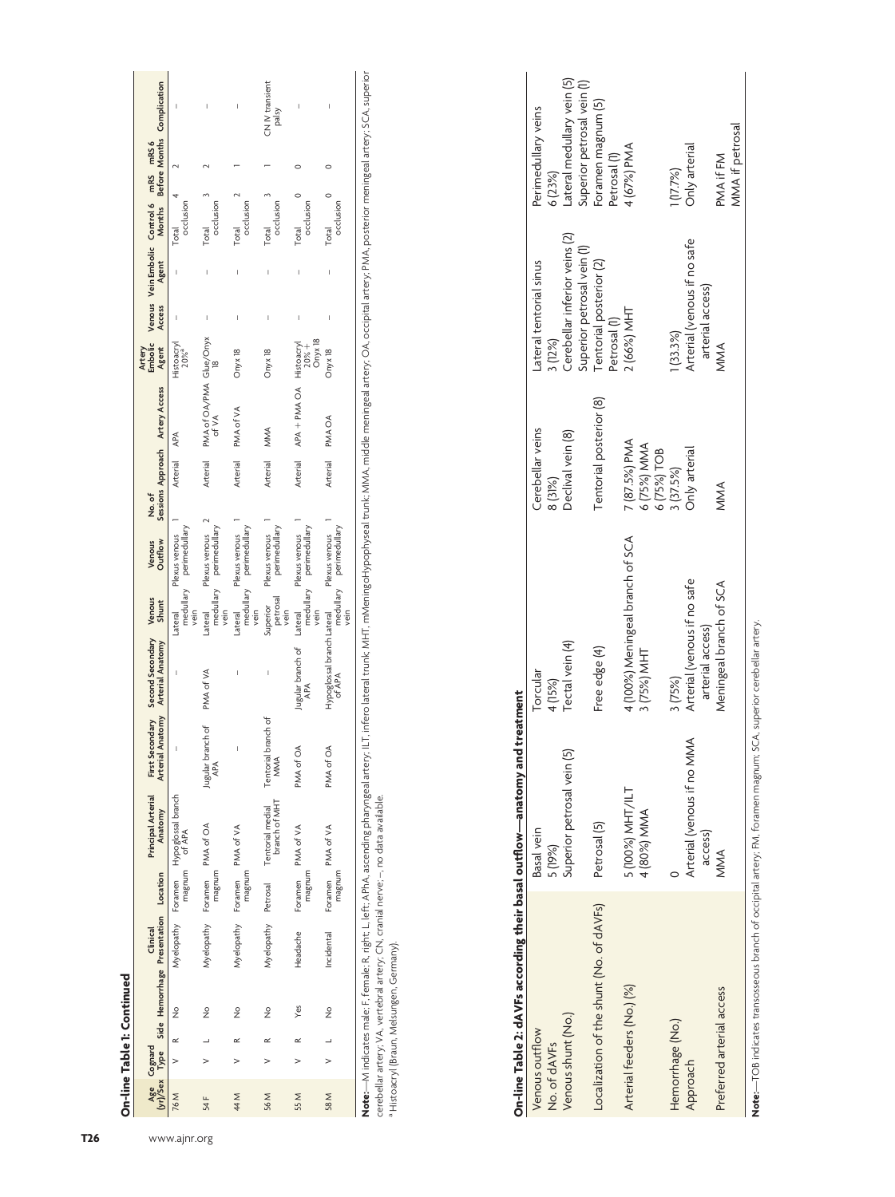## On-line Table 1: Continued

| Age (yr)/Sex | Cognard Type | Side | Hemorrhage | Clinical Presentation | Location | Principal Arterial Anatomy | First Secondary Arterial Anatomy | Second Secondary Arterial Anatomy | Venous Shunt | Venous Outflow | No. of Sessions | Approach | Artery Access | Artery Embolic Agent | Venous Access | Vein Embolic Agent | Control 6 Months | mRS Before | mRS 6 Months | Complication |
|---|---|---|---|---|---|---|---|---|---|---|---|---|---|---|---|---|---|---|---|---|
| 76 M | V | R | No | Myelopathy | Foramen magnum | Hypoglossal branch of APA | – | – | Lateral medullary vein | Plexus venous perimedullary | 1 | Arterial | APA | Histoacryl 20%[a] | – | – | Total occlusion | 4 | 2 | – |
| 54 F | V | L | No | Myelopathy | Foramen magnum | PMA of OA | Jugular branch of APA | PMA of VA | Lateral medullary vein | Plexus venous perimedullary | 2 | Arterial | PMA of OA/PMA of VA | Glue/Onyx 18 | – | – | Total occlusion | 3 | 2 | – |
| 44 M | V | R | No | Myelopathy | Foramen magnum | PMA of VA | – | – | Lateral medullary vein | Plexus venous perimedullary | 1 | Arterial | PMA of VA | Onyx 18 | – | – | Total occlusion | 2 | 1 | – |
| 56 M | V | R | No | Myelopathy | Petrosal | Tentorial medial branch of MHT | Tentorial branch of MMA | – | Superior petrosal vein | Plexus venous perimedullary | 1 | Arterial | MMA | Onyx 18 | – | – | Total occlusion | 3 | 1 | CN IV transient palsy |
| 55 M | V | R | Yes | Headache | Foramen magnum | PMA of VA | PMA of OA | Jugular branch of APA | Lateral medullary vein | Plexus venous perimedullary | 1 | Arterial | APA + PMA OA | Histoacryl 20% + Onyx 18 | – | – | Total occlusion | 0 | 0 | – |
| 58 M | V | L | No | Incidental | Foramen magnum | PMA of VA | PMA of OA | Hypoglossal branch of APA | Lateral medullary vein | Plexus venous perimedullary | 1 | Arterial | PMA OA | Onyx 18 | – | – | Total occlusion | 0 | 0 | – |

**Note:**—M indicates male; F, female; R, right; L, left; APhA, ascending pharyngeal artery; ILT, infero lateral trunk; MHT, mMeningoHypophyseal trunk; MMA, middle meningeal artery; OA, occipital artery; PMA, posterior meningeal artery; SCA, superior cerebellar artery; VA, vertebral artery; CN, cranial nerve; –, no data available.

[a] Histoacryl (Braun, Melsungen, Germany).

## On-line Table 2: dAVFs according their basal outflow—anatomy and treatment

| Venous outflow | Basal vein | Torcular | Cerebellar veins | Lateral tentorial sinus | Perimedullary veins |
|---|---|---|---|---|---|
| No. of dAVFs | 5 (19%) | 4 (15%) | 8 (31%) | 3 (12%) | 6 (23%) |
| Venous shunt (No.) | Superior petrosal vein (5) | Tectal vein (4) | Declival vein (8) | Cerebellar inferior veins (2)<br>Superior petrosal vein (1) | Lateral medullary vein (5)<br>Superior petrosal vein (1) |
| Localization of the shunt (No. of dAVFs) | Petrosal (5) | Free edge (4) | Tentorial posterior (8) | Tentorial posterior (2)<br>Petrosal (1) | Foramen magnum (5)<br>Petrosal (1) |
| Arterial feeders (No.) (%) | 5 (100%) MHT/ILT<br>4 (80%) MMA | 4 (100%) Meningeal branch of SCA<br>3 (75%) MHT | 7 (87.5%) PMA<br>6 (75%) MMA<br>6 (75%) TOB | 2 (66%) MHT | 4 (67%) PMA |
| Hemorrhage (No.) | 0 | 3 (75%) | 3 (37.5%) | 1 (33.3%) | 1 (17.7%) |
| Approach | Arterial (venous if no MMA access) | Arterial (venous if no safe arterial access) | Only arterial | Arterial (venous if no safe arterial access) | Only arterial |
| Preferred arterial access | MMA | Meningeal branch of SCA | MMA | MMA | PMA if FM<br>MMA if petrosal |

**Note:**—TOB indicates transosseous branch of occipital artery; FM, foramen magnum; SCA, superior cerebellar artery.